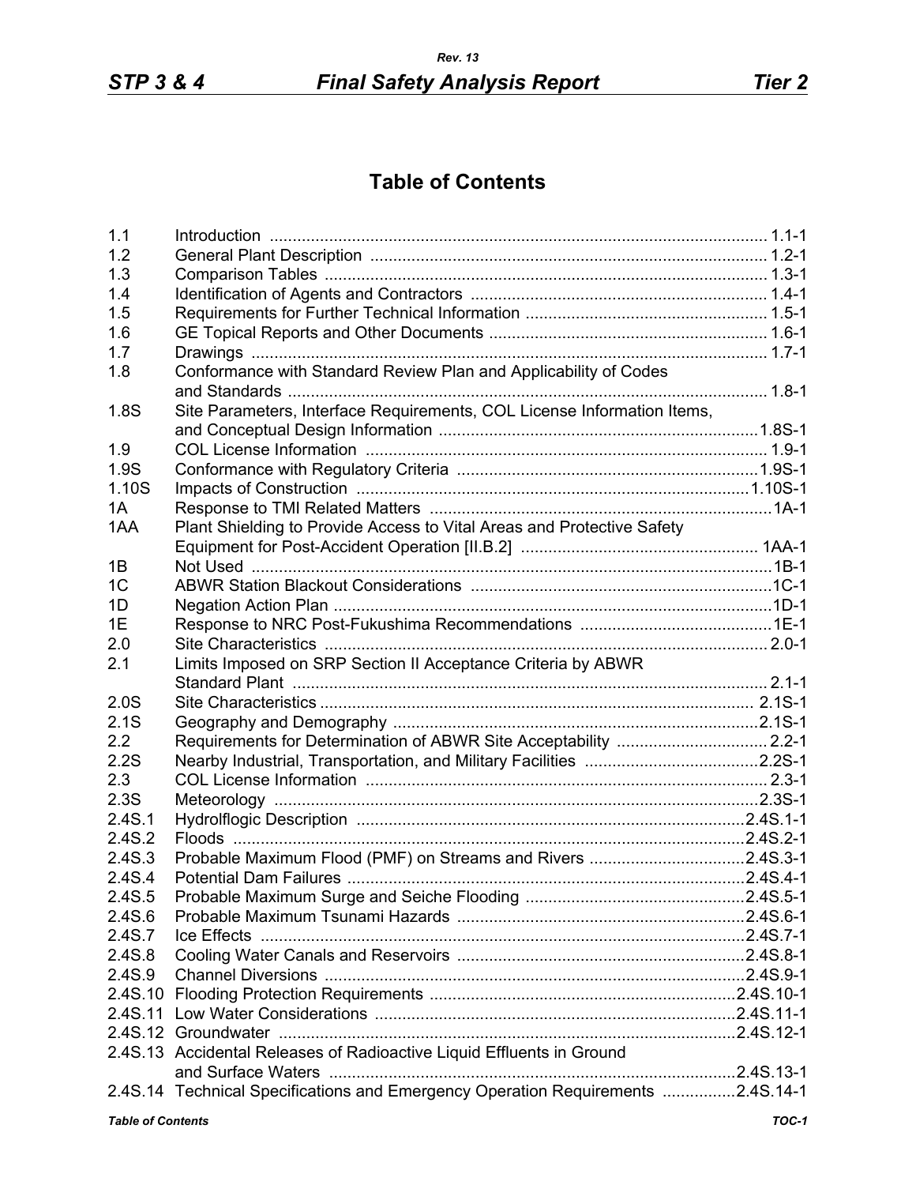# Table of Contents

| | | |
|---|---|---|
| 1.1 | Introduction | 1.1-1 |
| 1.2 | General Plant Description | 1.2-1 |
| 1.3 | Comparison Tables | 1.3-1 |
| 1.4 | Identification of Agents and Contractors | 1.4-1 |
| 1.5 | Requirements for Further Technical Information | 1.5-1 |
| 1.6 | GE Topical Reports and Other Documents | 1.6-1 |
| 1.7 | Drawings | 1.7-1 |
| 1.8 | Conformance with Standard Review Plan and Applicability of Codes and Standards | 1.8-1 |
| 1.8S | Site Parameters, Interface Requirements, COL License Information Items, and Conceptual Design Information | 1.8S-1 |
| 1.9 | COL License Information | 1.9-1 |
| 1.9S | Conformance with Regulatory Criteria | 1.9S-1 |
| 1.10S | Impacts of Construction | 1.10S-1 |
| 1A | Response to TMI Related Matters | 1A-1 |
| 1AA | Plant Shielding to Provide Access to Vital Areas and Protective Safety Equipment for Post-Accident Operation [II.B.2] | 1AA-1 |
| 1B | Not Used | 1B-1 |
| 1C | ABWR Station Blackout Considerations | 1C-1 |
| 1D | Negation Action Plan | 1D-1 |
| 1E | Response to NRC Post-Fukushima Recommendations | 1E-1 |
| 2.0 | Site Characteristics | 2.0-1 |
| 2.1 | Limits Imposed on SRP Section II Acceptance Criteria by ABWR Standard Plant | 2.1-1 |
| 2.0S | Site Characteristics | 2.1S-1 |
| 2.1S | Geography and Demography | 2.1S-1 |
| 2.2 | Requirements for Determination of ABWR Site Acceptability | 2.2-1 |
| 2.2S | Nearby Industrial, Transportation, and Military Facilities | 2.2S-1 |
| 2.3 | COL License Information | 2.3-1 |
| 2.3S | Meteorology | 2.3S-1 |
| 2.4S.1 | Hydrolflogic Description | 2.4S.1-1 |
| 2.4S.2 | Floods | 2.4S.2-1 |
| 2.4S.3 | Probable Maximum Flood (PMF) on Streams and Rivers | 2.4S.3-1 |
| 2.4S.4 | Potential Dam Failures | 2.4S.4-1 |
| 2.4S.5 | Probable Maximum Surge and Seiche Flooding | 2.4S.5-1 |
| 2.4S.6 | Probable Maximum Tsunami Hazards | 2.4S.6-1 |
| 2.4S.7 | Ice Effects | 2.4S.7-1 |
| 2.4S.8 | Cooling Water Canals and Reservoirs | 2.4S.8-1 |
| 2.4S.9 | Channel Diversions | 2.4S.9-1 |
| 2.4S.10 | Flooding Protection Requirements | 2.4S.10-1 |
| 2.4S.11 | Low Water Considerations | 2.4S.11-1 |
| 2.4S.12 | Groundwater | 2.4S.12-1 |
| 2.4S.13 | Accidental Releases of Radioactive Liquid Effluents in Ground and Surface Waters | 2.4S.13-1 |
| 2.4S.14 | Technical Specifications and Emergency Operation Requirements | 2.4S.14-1 |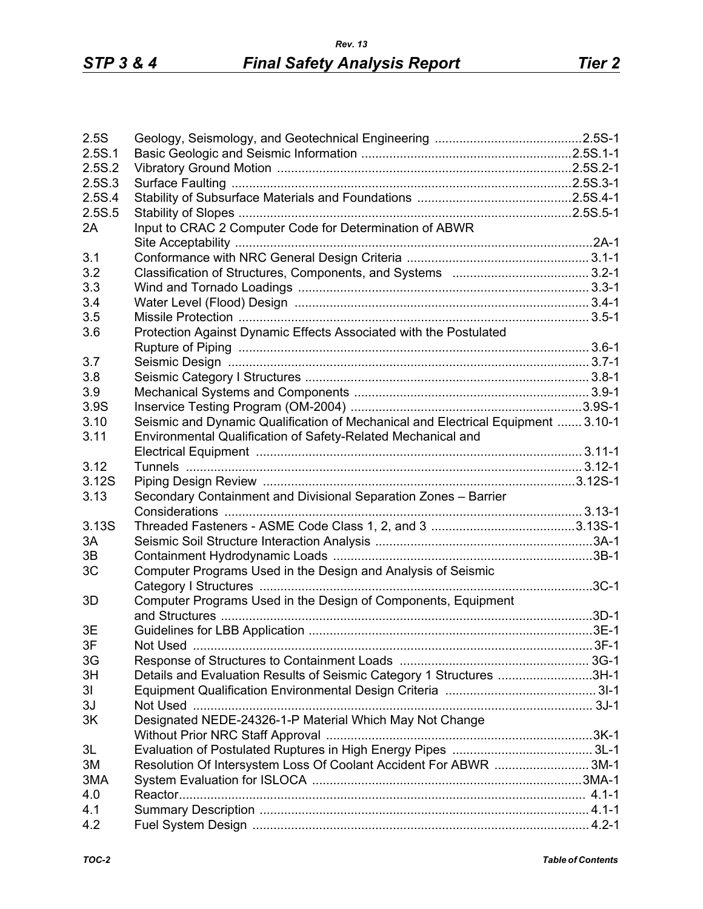| | | |
|---|---|---|
| 2.5S | Geology, Seismology, and Geotechnical Engineering | 2.5S-1 |
| 2.5S.1 | Basic Geologic and Seismic Information | 2.5S.1-1 |
| 2.5S.2 | Vibratory Ground Motion | 2.5S.2-1 |
| 2.5S.3 | Surface Faulting | 2.5S.3-1 |
| 2.5S.4 | Stability of Subsurface Materials and Foundations | 2.5S.4-1 |
| 2.5S.5 | Stability of Slopes | 2.5S.5-1 |
| 2A | Input to CRAC 2 Computer Code for Determination of ABWR Site Acceptability | 2A-1 |
| 3.1 | Conformance with NRC General Design Criteria | 3.1-1 |
| 3.2 | Classification of Structures, Components, and Systems | 3.2-1 |
| 3.3 | Wind and Tornado Loadings | 3.3-1 |
| 3.4 | Water Level (Flood) Design | 3.4-1 |
| 3.5 | Missile Protection | 3.5-1 |
| 3.6 | Protection Against Dynamic Effects Associated with the Postulated Rupture of Piping | 3.6-1 |
| 3.7 | Seismic Design | 3.7-1 |
| 3.8 | Seismic Category I Structures | 3.8-1 |
| 3.9 | Mechanical Systems and Components | 3.9-1 |
| 3.9S | Inservice Testing Program (OM-2004) | 3.9S-1 |
| 3.10 | Seismic and Dynamic Qualification of Mechanical and Electrical Equipment | 3.10-1 |
| 3.11 | Environmental Qualification of Safety-Related Mechanical and Electrical Equipment | 3.11-1 |
| 3.12 | Tunnels | 3.12-1 |
| 3.12S | Piping Design Review | 3.12S-1 |
| 3.13 | Secondary Containment and Divisional Separation Zones – Barrier Considerations | 3.13-1 |
| 3.13S | Threaded Fasteners - ASME Code Class 1, 2, and 3 | 3.13S-1 |
| 3A | Seismic Soil Structure Interaction Analysis | 3A-1 |
| 3B | Containment Hydrodynamic Loads | 3B-1 |
| 3C | Computer Programs Used in the Design and Analysis of Seismic Category I Structures | 3C-1 |
| 3D | Computer Programs Used in the Design of Components, Equipment and Structures | 3D-1 |
| 3E | Guidelines for LBB Application | 3E-1 |
| 3F | Not Used | 3F-1 |
| 3G | Response of Structures to Containment Loads | 3G-1 |
| 3H | Details and Evaluation Results of Seismic Category 1 Structures | 3H-1 |
| 3I | Equipment Qualification Environmental Design Criteria | 3I-1 |
| 3J | Not Used | 3J-1 |
| 3K | Designated NEDE-24326-1-P Material Which May Not Change Without Prior NRC Staff Approval | 3K-1 |
| 3L | Evaluation of Postulated Ruptures in High Energy Pipes | 3L-1 |
| 3M | Resolution Of Intersystem Loss Of Coolant Accident For ABWR | 3M-1 |
| 3MA | System Evaluation for ISLOCA | 3MA-1 |
| 4.0 | Reactor | 4.1-1 |
| 4.1 | Summary Description | 4.1-1 |
| 4.2 | Fuel System Design | 4.2-1 |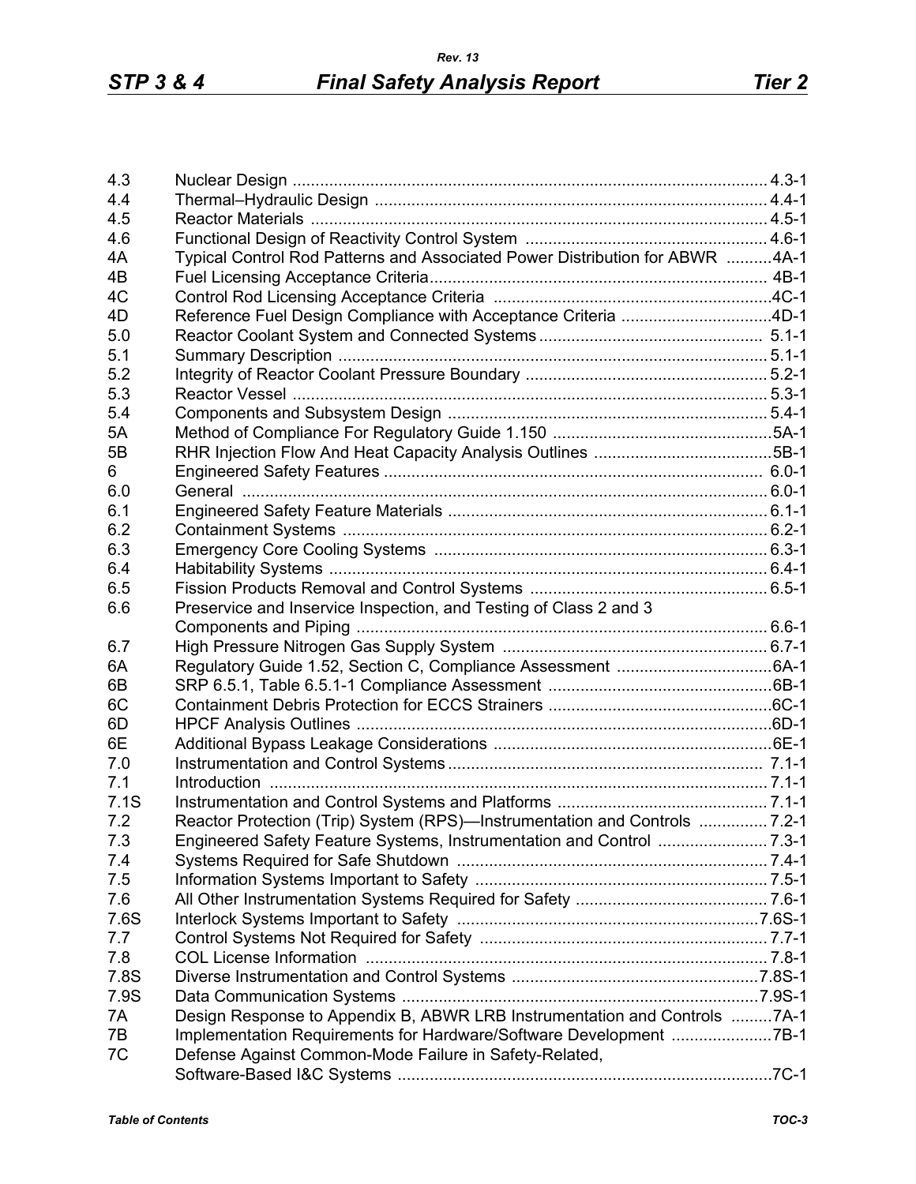| | | |
|---|---|---|
| 4.3 | Nuclear Design | 4.3-1 |
| 4.4 | Thermal–Hydraulic Design | 4.4-1 |
| 4.5 | Reactor Materials | 4.5-1 |
| 4.6 | Functional Design of Reactivity Control System | 4.6-1 |
| 4A | Typical Control Rod Patterns and Associated Power Distribution for ABWR | 4A-1 |
| 4B | Fuel Licensing Acceptance Criteria | 4B-1 |
| 4C | Control Rod Licensing Acceptance Criteria | 4C-1 |
| 4D | Reference Fuel Design Compliance with Acceptance Criteria | 4D-1 |
| 5.0 | Reactor Coolant System and Connected Systems | 5.1-1 |
| 5.1 | Summary Description | 5.1-1 |
| 5.2 | Integrity of Reactor Coolant Pressure Boundary | 5.2-1 |
| 5.3 | Reactor Vessel | 5.3-1 |
| 5.4 | Components and Subsystem Design | 5.4-1 |
| 5A | Method of Compliance For Regulatory Guide 1.150 | 5A-1 |
| 5B | RHR Injection Flow And Heat Capacity Analysis Outlines | 5B-1 |
| 6 | Engineered Safety Features | 6.0-1 |
| 6.0 | General | 6.0-1 |
| 6.1 | Engineered Safety Feature Materials | 6.1-1 |
| 6.2 | Containment Systems | 6.2-1 |
| 6.3 | Emergency Core Cooling Systems | 6.3-1 |
| 6.4 | Habitability Systems | 6.4-1 |
| 6.5 | Fission Products Removal and Control Systems | 6.5-1 |
| 6.6 | Preservice and Inservice Inspection, and Testing of Class 2 and 3 Components and Piping | 6.6-1 |
| 6.7 | High Pressure Nitrogen Gas Supply System | 6.7-1 |
| 6A | Regulatory Guide 1.52, Section C, Compliance Assessment | 6A-1 |
| 6B | SRP 6.5.1, Table 6.5.1-1 Compliance Assessment | 6B-1 |
| 6C | Containment Debris Protection for ECCS Strainers | 6C-1 |
| 6D | HPCF Analysis Outlines | 6D-1 |
| 6E | Additional Bypass Leakage Considerations | 6E-1 |
| 7.0 | Instrumentation and Control Systems | 7.1-1 |
| 7.1 | Introduction | 7.1-1 |
| 7.1S | Instrumentation and Control Systems and Platforms | 7.1-1 |
| 7.2 | Reactor Protection (Trip) System (RPS)—Instrumentation and Controls | 7.2-1 |
| 7.3 | Engineered Safety Feature Systems, Instrumentation and Control | 7.3-1 |
| 7.4 | Systems Required for Safe Shutdown | 7.4-1 |
| 7.5 | Information Systems Important to Safety | 7.5-1 |
| 7.6 | All Other Instrumentation Systems Required for Safety | 7.6-1 |
| 7.6S | Interlock Systems Important to Safety | 7.6S-1 |
| 7.7 | Control Systems Not Required for Safety | 7.7-1 |
| 7.8 | COL License Information | 7.8-1 |
| 7.8S | Diverse Instrumentation and Control Systems | 7.8S-1 |
| 7.9S | Data Communication Systems | 7.9S-1 |
| 7A | Design Response to Appendix B, ABWR LRB Instrumentation and Controls | 7A-1 |
| 7B | Implementation Requirements for Hardware/Software Development | 7B-1 |
| 7C | Defense Against Common-Mode Failure in Safety-Related, Software-Based I&C Systems | 7C-1 |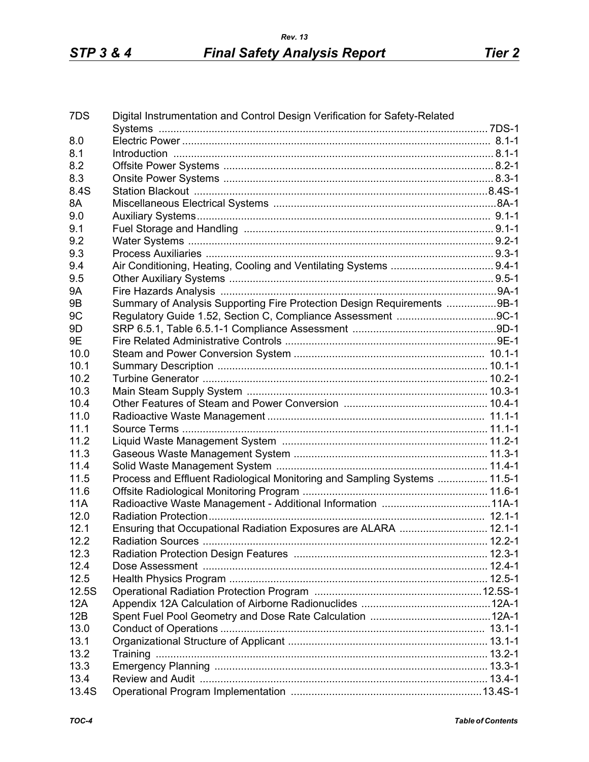| | | |
|---|---|---|
| 7DS | Digital Instrumentation and Control Design Verification for Safety-Related Systems | 7DS-1 |
| 8.0 | Electric Power | 8.1-1 |
| 8.1 | Introduction | 8.1-1 |
| 8.2 | Offsite Power Systems | 8.2-1 |
| 8.3 | Onsite Power Systems | 8.3-1 |
| 8.4S | Station Blackout | 8.4S-1 |
| 8A | Miscellaneous Electrical Systems | 8A-1 |
| 9.0 | Auxiliary Systems | 9.1-1 |
| 9.1 | Fuel Storage and Handling | 9.1-1 |
| 9.2 | Water Systems | 9.2-1 |
| 9.3 | Process Auxiliaries | 9.3-1 |
| 9.4 | Air Conditioning, Heating, Cooling and Ventilating Systems | 9.4-1 |
| 9.5 | Other Auxiliary Systems | 9.5-1 |
| 9A | Fire Hazards Analysis | 9A-1 |
| 9B | Summary of Analysis Supporting Fire Protection Design Requirements | 9B-1 |
| 9C | Regulatory Guide 1.52, Section C, Compliance Assessment | 9C-1 |
| 9D | SRP 6.5.1, Table 6.5.1-1 Compliance Assessment | 9D-1 |
| 9E | Fire Related Administrative Controls | 9E-1 |
| 10.0 | Steam and Power Conversion System | 10.1-1 |
| 10.1 | Summary Description | 10.1-1 |
| 10.2 | Turbine Generator | 10.2-1 |
| 10.3 | Main Steam Supply System | 10.3-1 |
| 10.4 | Other Features of Steam and Power Conversion | 10.4-1 |
| 11.0 | Radioactive Waste Management | 11.1-1 |
| 11.1 | Source Terms | 11.1-1 |
| 11.2 | Liquid Waste Management System | 11.2-1 |
| 11.3 | Gaseous Waste Management System | 11.3-1 |
| 11.4 | Solid Waste Management System | 11.4-1 |
| 11.5 | Process and Effluent Radiological Monitoring and Sampling Systems | 11.5-1 |
| 11.6 | Offsite Radiological Monitoring Program | 11.6-1 |
| 11A | Radioactive Waste Management - Additional Information | 11A-1 |
| 12.0 | Radiation Protection | 12.1-1 |
| 12.1 | Ensuring that Occupational Radiation Exposures are ALARA | 12.1-1 |
| 12.2 | Radiation Sources | 12.2-1 |
| 12.3 | Radiation Protection Design Features | 12.3-1 |
| 12.4 | Dose Assessment | 12.4-1 |
| 12.5 | Health Physics Program | 12.5-1 |
| 12.5S | Operational Radiation Protection Program | 12.5S-1 |
| 12A | Appendix 12A Calculation of Airborne Radionuclides | 12A-1 |
| 12B | Spent Fuel Pool Geometry and Dose Rate Calculation | 12A-1 |
| 13.0 | Conduct of Operations | 13.1-1 |
| 13.1 | Organizational Structure of Applicant | 13.1-1 |
| 13.2 | Training | 13.2-1 |
| 13.3 | Emergency Planning | 13.3-1 |
| 13.4 | Review and Audit | 13.4-1 |
| 13.4S | Operational Program Implementation | 13.4S-1 |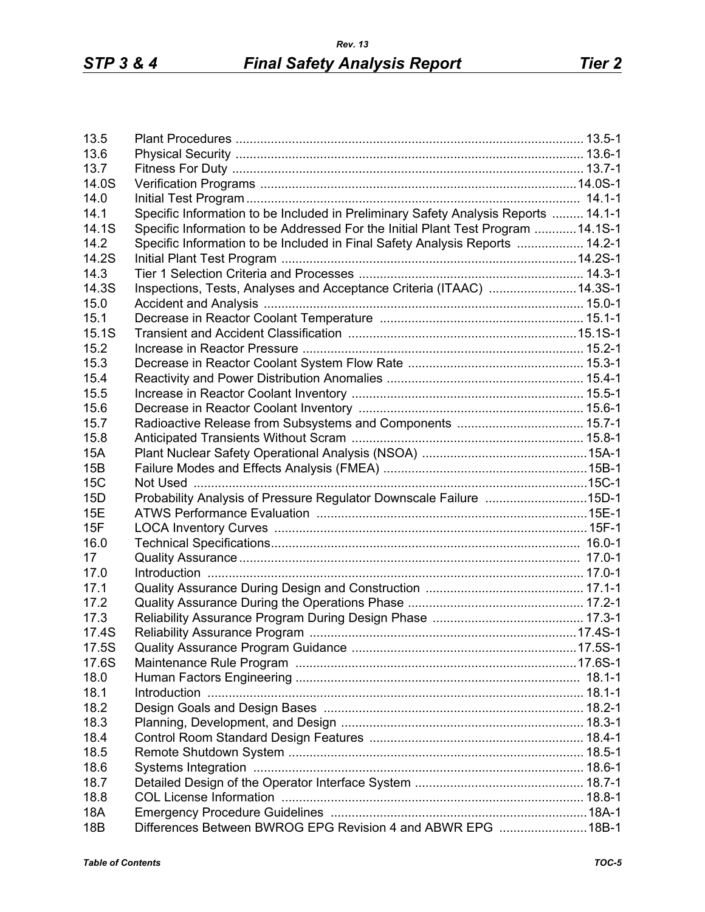| | | |
|---|---|---|
| 13.5 | Plant Procedures | 13.5-1 |
| 13.6 | Physical Security | 13.6-1 |
| 13.7 | Fitness For Duty | 13.7-1 |
| 14.0S | Verification Programs | 14.0S-1 |
| 14.0 | Initial Test Program | 14.1-1 |
| 14.1 | Specific Information to be Included in Preliminary Safety Analysis Reports | 14.1-1 |
| 14.1S | Specific Information to be Addressed For the Initial Plant Test Program | 14.1S-1 |
| 14.2 | Specific Information to be Included in Final Safety Analysis Reports | 14.2-1 |
| 14.2S | Initial Plant Test Program | 14.2S-1 |
| 14.3 | Tier 1 Selection Criteria and Processes | 14.3-1 |
| 14.3S | Inspections, Tests, Analyses and Acceptance Criteria (ITAAC) | 14.3S-1 |
| 15.0 | Accident and Analysis | 15.0-1 |
| 15.1 | Decrease in Reactor Coolant Temperature | 15.1-1 |
| 15.1S | Transient and Accident Classification | 15.1S-1 |
| 15.2 | Increase in Reactor Pressure | 15.2-1 |
| 15.3 | Decrease in Reactor Coolant System Flow Rate | 15.3-1 |
| 15.4 | Reactivity and Power Distribution Anomalies | 15.4-1 |
| 15.5 | Increase in Reactor Coolant Inventory | 15.5-1 |
| 15.6 | Decrease in Reactor Coolant Inventory | 15.6-1 |
| 15.7 | Radioactive Release from Subsystems and Components | 15.7-1 |
| 15.8 | Anticipated Transients Without Scram | 15.8-1 |
| 15A | Plant Nuclear Safety Operational Analysis (NSOA) | 15A-1 |
| 15B | Failure Modes and Effects Analysis (FMEA) | 15B-1 |
| 15C | Not Used | 15C-1 |
| 15D | Probability Analysis of Pressure Regulator Downscale Failure | 15D-1 |
| 15E | ATWS Performance Evaluation | 15E-1 |
| 15F | LOCA Inventory Curves | 15F-1 |
| 16.0 | Technical Specifications | 16.0-1 |
| 17 | Quality Assurance | 17.0-1 |
| 17.0 | Introduction | 17.0-1 |
| 17.1 | Quality Assurance During Design and Construction | 17.1-1 |
| 17.2 | Quality Assurance During the Operations Phase | 17.2-1 |
| 17.3 | Reliability Assurance Program During Design Phase | 17.3-1 |
| 17.4S | Reliability Assurance Program | 17.4S-1 |
| 17.5S | Quality Assurance Program Guidance | 17.5S-1 |
| 17.6S | Maintenance Rule Program | 17.6S-1 |
| 18.0 | Human Factors Engineering | 18.1-1 |
| 18.1 | Introduction | 18.1-1 |
| 18.2 | Design Goals and Design Bases | 18.2-1 |
| 18.3 | Planning, Development, and Design | 18.3-1 |
| 18.4 | Control Room Standard Design Features | 18.4-1 |
| 18.5 | Remote Shutdown System | 18.5-1 |
| 18.6 | Systems Integration | 18.6-1 |
| 18.7 | Detailed Design of the Operator Interface System | 18.7-1 |
| 18.8 | COL License Information | 18.8-1 |
| 18A | Emergency Procedure Guidelines | 18A-1 |
| 18B | Differences Between BWROG EPG Revision 4 and ABWR EPG | 18B-1 |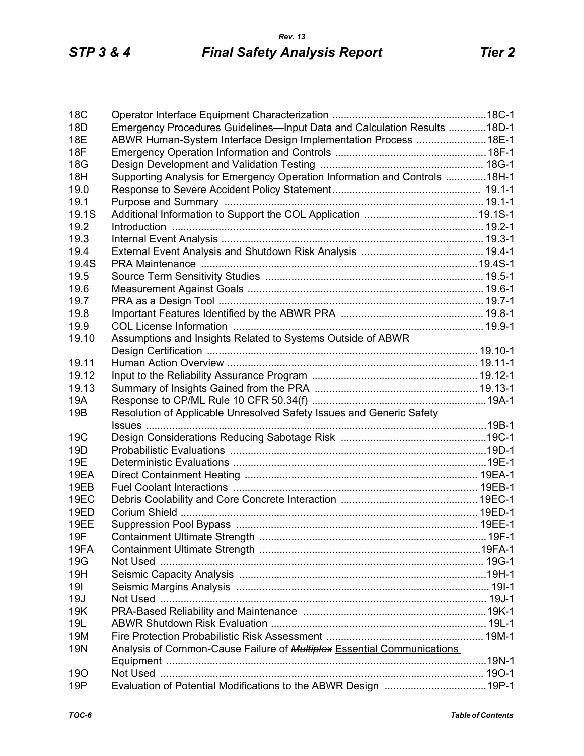| | | |
|---|---|---|
| 18C | Operator Interface Equipment Characterization | 18C-1 |
| 18D | Emergency Procedures Guidelines—Input Data and Calculation Results | 18D-1 |
| 18E | ABWR Human-System Interface Design Implementation Process | 18E-1 |
| 18F | Emergency Operation Information and Controls | 18F-1 |
| 18G | Design Development and Validation Testing | 18G-1 |
| 18H | Supporting Analysis for Emergency Operation Information and Controls | 18H-1 |
| 19.0 | Response to Severe Accident Policy Statement | 19.1-1 |
| 19.1 | Purpose and Summary | 19.1-1 |
| 19.1S | Additional Information to Support the COL Application | 19.1S-1 |
| 19.2 | Introduction | 19.2-1 |
| 19.3 | Internal Event Analysis | 19.3-1 |
| 19.4 | External Event Analysis and Shutdown Risk Analysis | 19.4-1 |
| 19.4S | PRA Maintenance | 19.4S-1 |
| 19.5 | Source Term Sensitivity Studies | 19.5-1 |
| 19.6 | Measurement Against Goals | 19.6-1 |
| 19.7 | PRA as a Design Tool | 19.7-1 |
| 19.8 | Important Features Identified by the ABWR PRA | 19.8-1 |
| 19.9 | COL License Information | 19.9-1 |
| 19.10 | Assumptions and Insights Related to Systems Outside of ABWR Design Certification | 19.10-1 |
| 19.11 | Human Action Overview | 19.11-1 |
| 19.12 | Input to the Reliability Assurance Program | 19.12-1 |
| 19.13 | Summary of Insights Gained from the PRA | 19.13-1 |
| 19A | Response to CP/ML Rule 10 CFR 50.34(f) | 19A-1 |
| 19B | Resolution of Applicable Unresolved Safety Issues and Generic Safety Issues | 19B-1 |
| 19C | Design Considerations Reducing Sabotage Risk | 19C-1 |
| 19D | Probabilistic Evaluations | 19D-1 |
| 19E | Deterministic Evaluations | 19E-1 |
| 19EA | Direct Containment Heating | 19EA-1 |
| 19EB | Fuel Coolant Interactions | 19EB-1 |
| 19EC | Debris Coolability and Core Concrete Interaction | 19EC-1 |
| 19ED | Corium Shield | 19ED-1 |
| 19EE | Suppression Pool Bypass | 19EE-1 |
| 19F | Containment Ultimate Strength | 19F-1 |
| 19FA | Containment Ultimate Strength | 19FA-1 |
| 19G | Not Used | 19G-1 |
| 19H | Seismic Capacity Analysis | 19H-1 |
| 19I | Seismic Margins Analysis | 19I-1 |
| 19J | Not Used | 19J-1 |
| 19K | PRA-Based Reliability and Maintenance | 19K-1 |
| 19L | ABWR Shutdown Risk Evaluation | 19L-1 |
| 19M | Fire Protection Probabilistic Risk Assessment | 19M-1 |
| 19N | Analysis of Common-Cause Failure of ~~*Multiplex*~~ Essential Communications Equipment | 19N-1 |
| 19O | Not Used | 19O-1 |
| 19P | Evaluation of Potential Modifications to the ABWR Design | 19P-1 |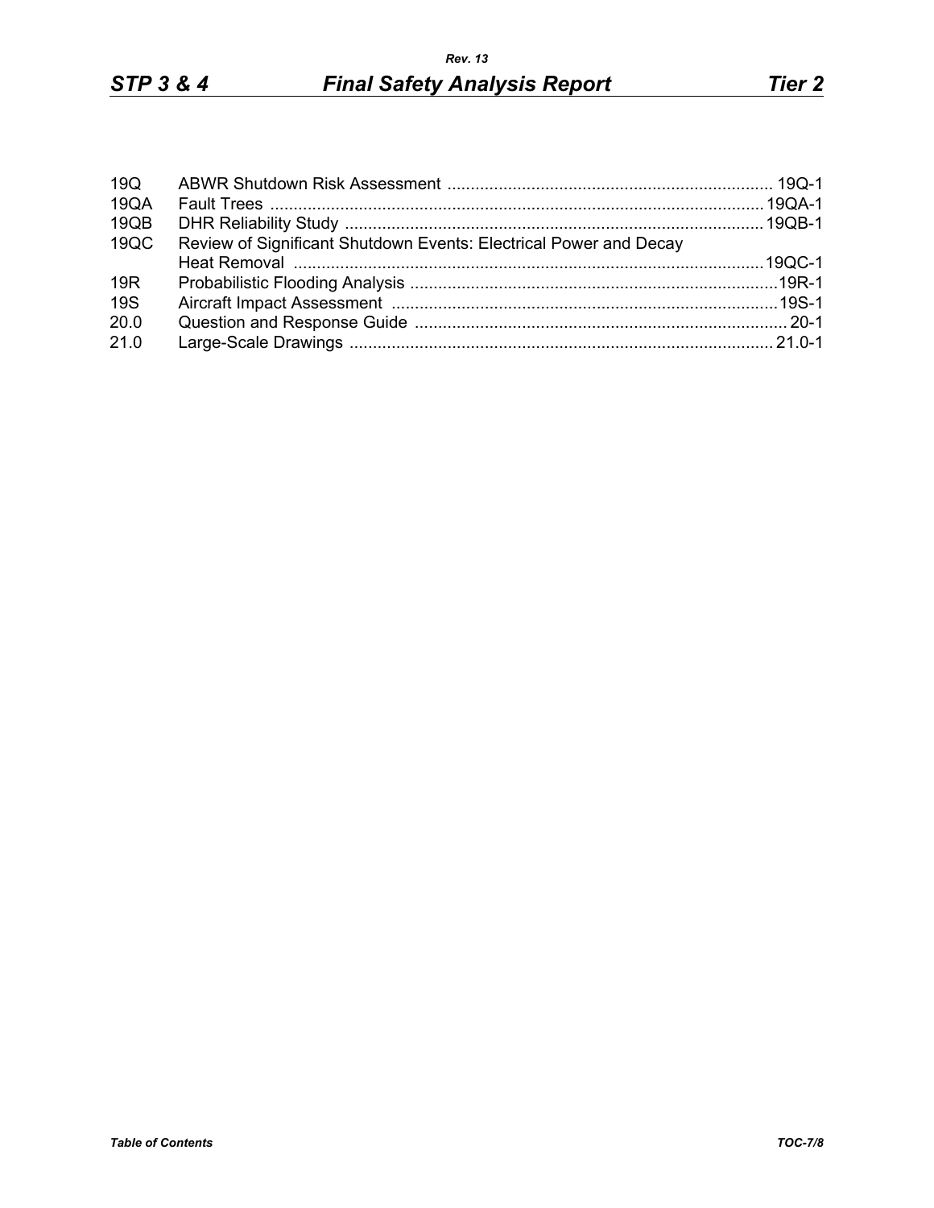| | | |
|---|---|---|
| 19Q | ABWR Shutdown Risk Assessment | 19Q-1 |
| 19QA | Fault Trees | 19QA-1 |
| 19QB | DHR Reliability Study | 19QB-1 |
| 19QC | Review of Significant Shutdown Events: Electrical Power and Decay Heat Removal | 19QC-1 |
| 19R | Probabilistic Flooding Analysis | 19R-1 |
| 19S | Aircraft Impact Assessment | 19S-1 |
| 20.0 | Question and Response Guide | 20-1 |
| 21.0 | Large-Scale Drawings | 21.0-1 |